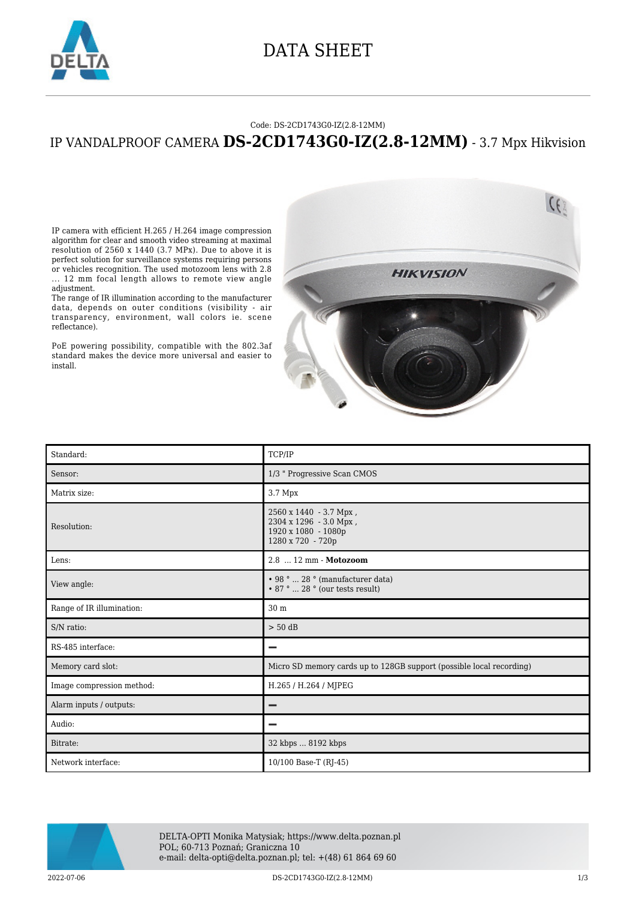# DATA SHEET

Code: DS-2CD1743G0-IZ(2.8-12MM)

## IP VANDALPROOF CAMERA **DS-2CD1743G0-IZ(2.8-12MM)** - 3.7 Mpx Hikvision

IP camera with efficient H.265 / H.264 image compression algorithm for clear and smooth video streaming at maximal resolution of 2560 x 1440 (3.7 MPx). Due to above it is perfect solution for surveillance systems requiring persons or vehicles recognition. The used motozoom lens with 2.8 ... 12 mm focal length allows to remote view angle adjustment.

The range of IR illumination according to the manufacturer data, depends on outer conditions (visibility - air transparency, environment, wall colors ie. scene reflectance).

PoE powering possibility, compatible with the 802.3af standard makes the device more universal and easier to install.

| | |
|---|---|
| Standard: | TCP/IP |
| Sensor: | 1/3 " Progressive Scan CMOS |
| Matrix size: | 3.7 Mpx |
| Resolution: | 2560 x 1440 - 3.7 Mpx ,<br>2304 x 1296 - 3.0 Mpx ,<br>1920 x 1080 - 1080p<br>1280 x 720 - 720p |
| Lens: | 2.8 ... 12 mm - **Motozoom** |
| View angle: | • 98 ° ... 28 ° (manufacturer data)<br>• 87 ° ... 28 ° (our tests result) |
| Range of IR illumination: | 30 m |
| S/N ratio: | > 50 dB |
| RS-485 interface: | − |
| Memory card slot: | Micro SD memory cards up to 128GB support (possible local recording) |
| Image compression method: | H.265 / H.264 / MJPEG |
| Alarm inputs / outputs: | − |
| Audio: | − |
| Bitrate: | 32 kbps ... 8192 kbps |
| Network interface: | 10/100 Base-T (RJ-45) |

DELTA-OPTI Monika Matysiak; https://www.delta.poznan.pl
POL; 60-713 Poznań; Graniczna 10
e-mail: delta-opti@delta.poznan.pl; tel: +(48) 61 864 69 60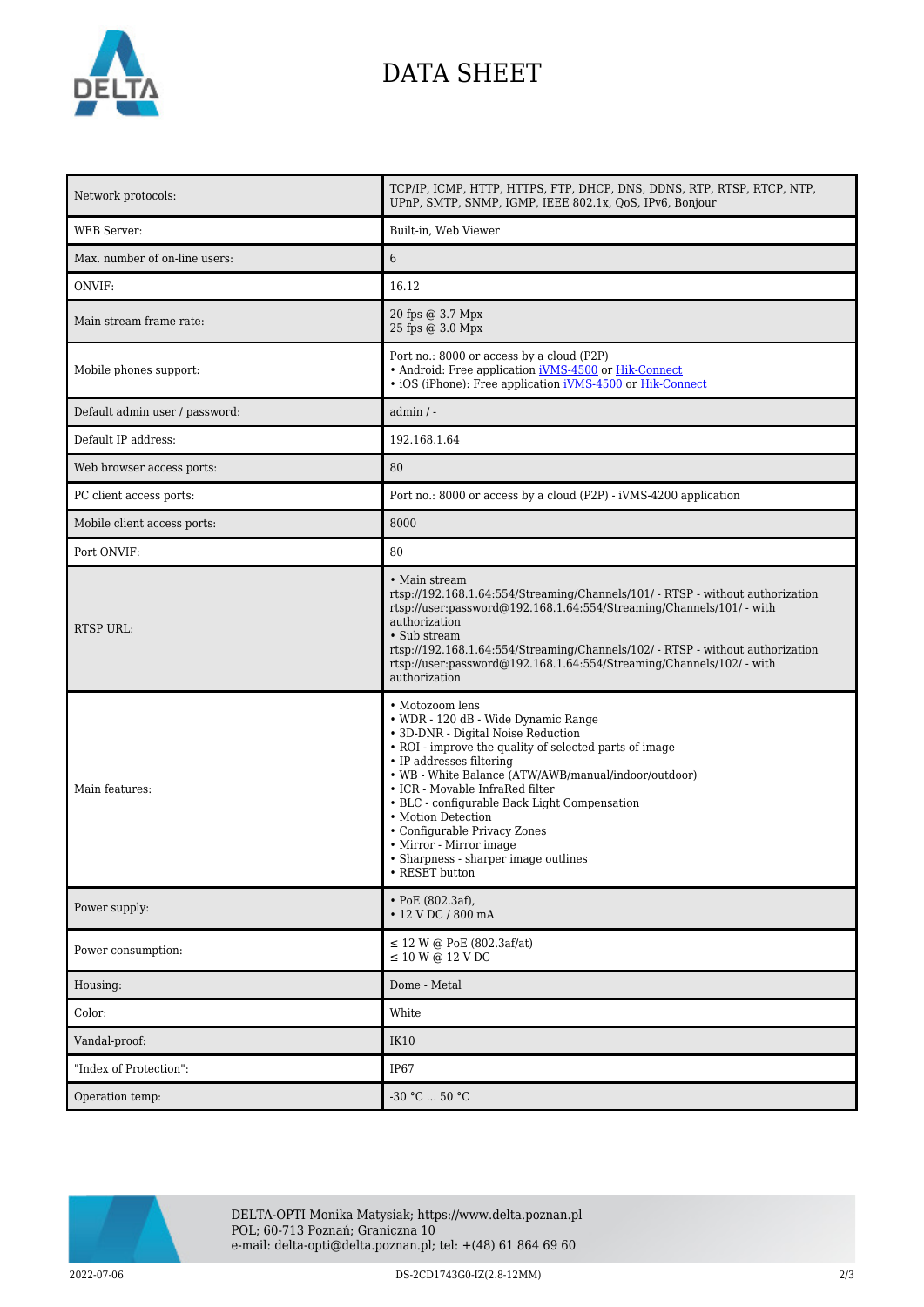| | |
|---|---|
| Network protocols: | TCP/IP, ICMP, HTTP, HTTPS, FTP, DHCP, DNS, DDNS, RTP, RTSP, RTCP, NTP, UPnP, SMTP, SNMP, IGMP, IEEE 802.1x, QoS, IPv6, Bonjour |
| WEB Server: | Built-in, Web Viewer |
| Max. number of on-line users: | 6 |
| ONVIF: | 16.12 |
| Main stream frame rate: | 20 fps @ 3.7 Mpx<br>25 fps @ 3.0 Mpx |
| Mobile phones support: | Port no.: 8000 or access by a cloud (P2P)<br>• Android: Free application iVMS-4500 or Hik-Connect<br>• iOS (iPhone): Free application iVMS-4500 or Hik-Connect |
| Default admin user / password: | admin / - |
| Default IP address: | 192.168.1.64 |
| Web browser access ports: | 80 |
| PC client access ports: | Port no.: 8000 or access by a cloud (P2P) - iVMS-4200 application |
| Mobile client access ports: | 8000 |
| Port ONVIF: | 80 |
| RTSP URL: | • Main stream<br>rtsp://192.168.1.64:554/Streaming/Channels/101/ - RTSP - without authorization<br>rtsp://user:password@192.168.1.64:554/Streaming/Channels/101/ - with authorization<br>• Sub stream<br>rtsp://192.168.1.64:554/Streaming/Channels/102/ - RTSP - without authorization<br>rtsp://user:password@192.168.1.64:554/Streaming/Channels/102/ - with authorization |
| Main features: | • Motozoom lens<br>• WDR - 120 dB - Wide Dynamic Range<br>• 3D-DNR - Digital Noise Reduction<br>• ROI - improve the quality of selected parts of image<br>• IP addresses filtering<br>• WB - White Balance (ATW/AWB/manual/indoor/outdoor)<br>• ICR - Movable InfraRed filter<br>• BLC - configurable Back Light Compensation<br>• Motion Detection<br>• Configurable Privacy Zones<br>• Mirror - Mirror image<br>• Sharpness - sharper image outlines<br>• RESET button |
| Power supply: | • PoE (802.3af),<br>• 12 V DC / 800 mA |
| Power consumption: | ≤ 12 W @ PoE (802.3af/at)<br>≤ 10 W @ 12 V DC |
| Housing: | Dome - Metal |
| Color: | White |
| Vandal-proof: | IK10 |
| "Index of Protection": | IP67 |
| Operation temp: | -30 °C ... 50 °C |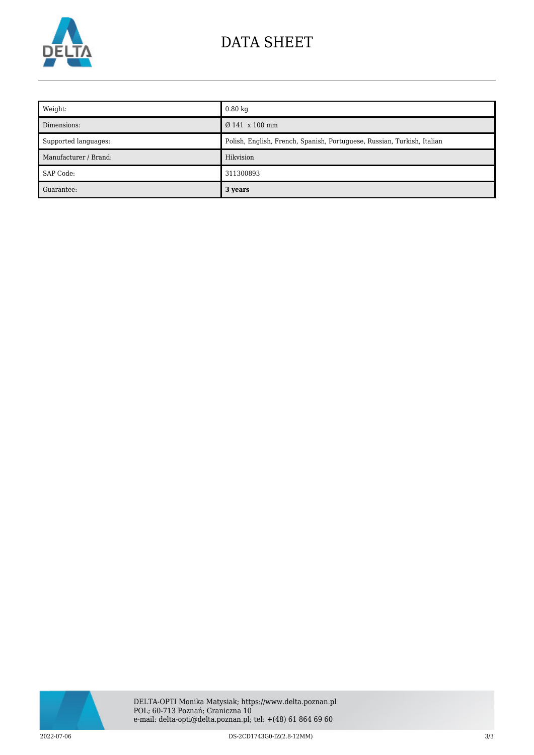# DATA SHEET

| | |
|---|---|
| Weight: | 0.80 kg |
| Dimensions: | Ø 141  x 100 mm |
| Supported languages: | Polish, English, French, Spanish, Portuguese, Russian, Turkish, Italian |
| Manufacturer / Brand: | Hikvision |
| SAP Code: | 311300893 |
| Guarantee: | **3 years** |

DELTA-OPTI Monika Matysiak; https://www.delta.poznan.pl
POL; 60-713 Poznań; Graniczna 10
e-mail: delta-opti@delta.poznan.pl; tel: +(48) 61 864 69 60